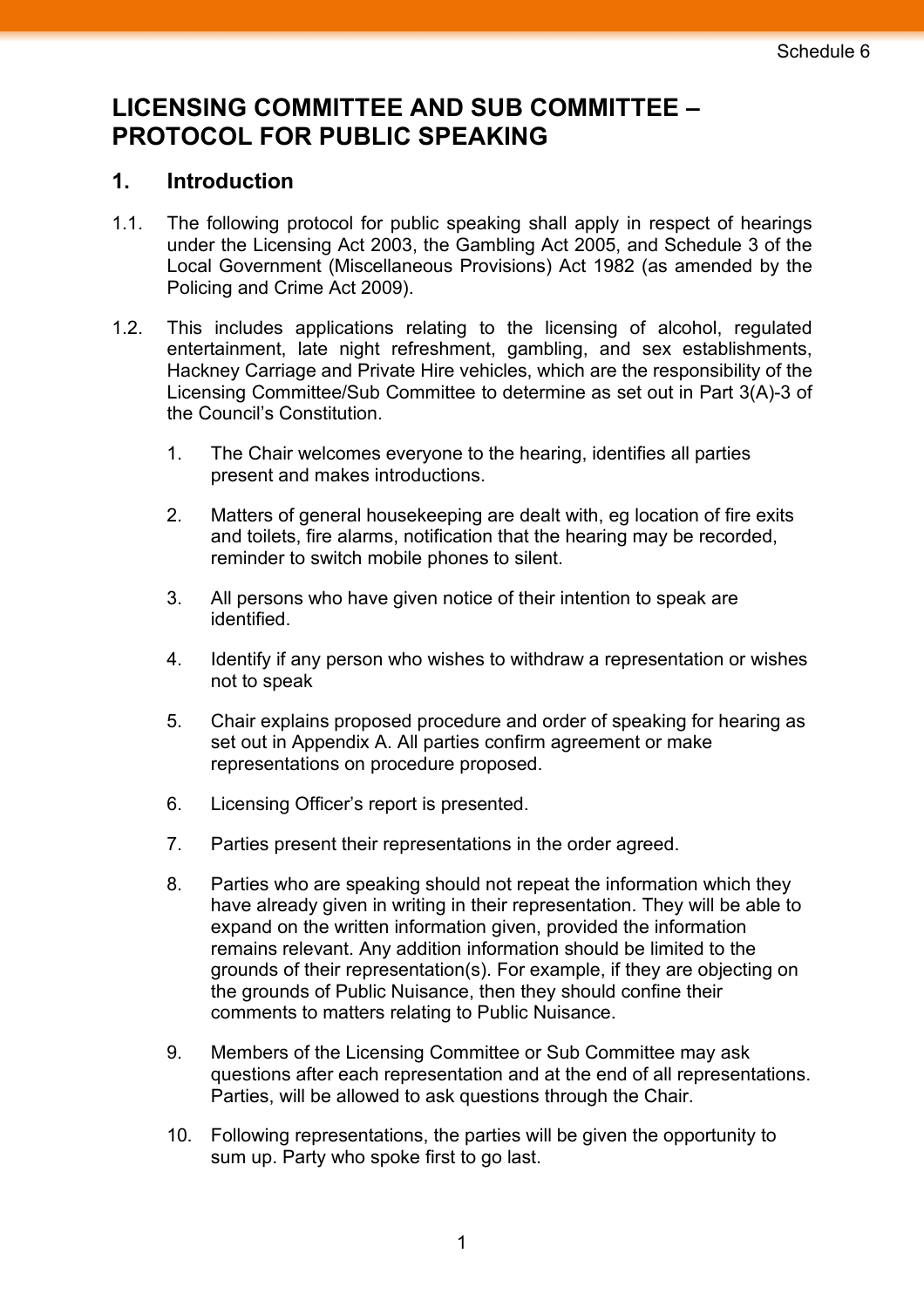Schedule 6

# LICENSING COMMITTEE AND SUB COMMITTEE – PROTOCOL FOR PUBLIC SPEAKING

## 1. Introduction

1.1. The following protocol for public speaking shall apply in respect of hearings under the Licensing Act 2003, the Gambling Act 2005, and Schedule 3 of the Local Government (Miscellaneous Provisions) Act 1982 (as amended by the Policing and Crime Act 2009).

1.2. This includes applications relating to the licensing of alcohol, regulated entertainment, late night refreshment, gambling, and sex establishments, Hackney Carriage and Private Hire vehicles, which are the responsibility of the Licensing Committee/Sub Committee to determine as set out in Part 3(A)-3 of the Council's Constitution.

1. The Chair welcomes everyone to the hearing, identifies all parties present and makes introductions.
2. Matters of general housekeeping are dealt with, eg location of fire exits and toilets, fire alarms, notification that the hearing may be recorded, reminder to switch mobile phones to silent.
3. All persons who have given notice of their intention to speak are identified.
4. Identify if any person who wishes to withdraw a representation or wishes not to speak
5. Chair explains proposed procedure and order of speaking for hearing as set out in Appendix A. All parties confirm agreement or make representations on procedure proposed.
6. Licensing Officer's report is presented.
7. Parties present their representations in the order agreed.
8. Parties who are speaking should not repeat the information which they have already given in writing in their representation. They will be able to expand on the written information given, provided the information remains relevant. Any addition information should be limited to the grounds of their representation(s). For example, if they are objecting on the grounds of Public Nuisance, then they should confine their comments to matters relating to Public Nuisance.
9. Members of the Licensing Committee or Sub Committee may ask questions after each representation and at the end of all representations. Parties, will be allowed to ask questions through the Chair.
10. Following representations, the parties will be given the opportunity to sum up. Party who spoke first to go last.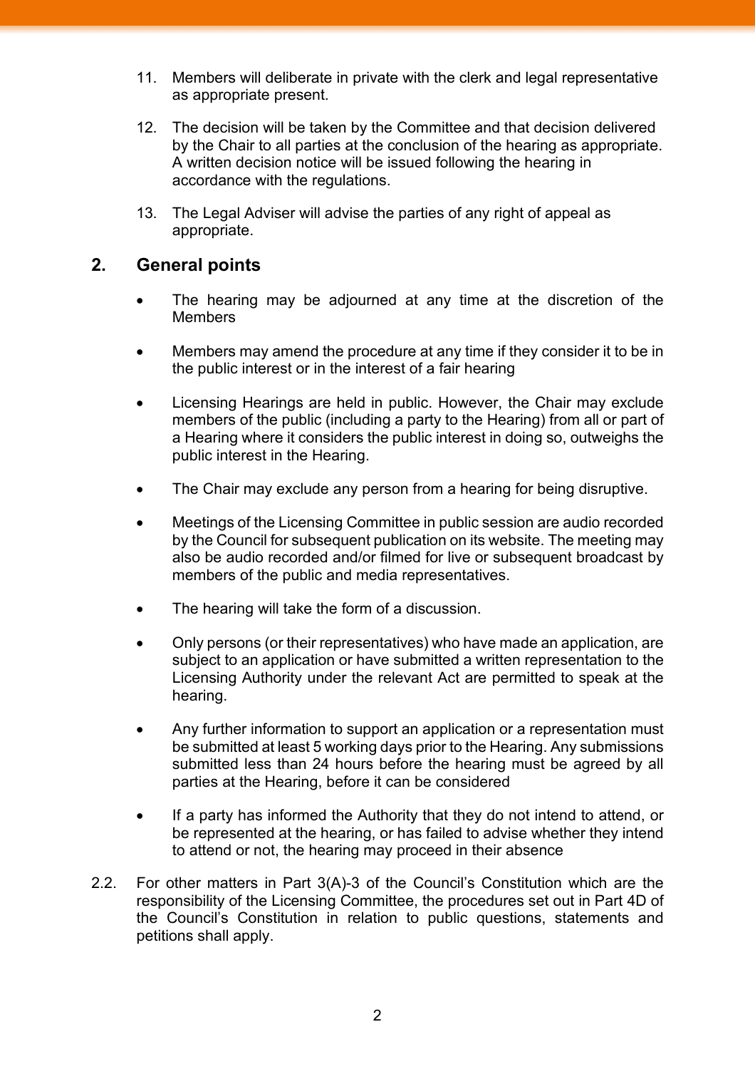11. Members will deliberate in private with the clerk and legal representative as appropriate present.

12. The decision will be taken by the Committee and that decision delivered by the Chair to all parties at the conclusion of the hearing as appropriate. A written decision notice will be issued following the hearing in accordance with the regulations.

13. The Legal Adviser will advise the parties of any right of appeal as appropriate.

## 2. General points

- The hearing may be adjourned at any time at the discretion of the Members
- Members may amend the procedure at any time if they consider it to be in the public interest or in the interest of a fair hearing
- Licensing Hearings are held in public. However, the Chair may exclude members of the public (including a party to the Hearing) from all or part of a Hearing where it considers the public interest in doing so, outweighs the public interest in the Hearing.
- The Chair may exclude any person from a hearing for being disruptive.
- Meetings of the Licensing Committee in public session are audio recorded by the Council for subsequent publication on its website. The meeting may also be audio recorded and/or filmed for live or subsequent broadcast by members of the public and media representatives.
- The hearing will take the form of a discussion.
- Only persons (or their representatives) who have made an application, are subject to an application or have submitted a written representation to the Licensing Authority under the relevant Act are permitted to speak at the hearing.
- Any further information to support an application or a representation must be submitted at least 5 working days prior to the Hearing. Any submissions submitted less than 24 hours before the hearing must be agreed by all parties at the Hearing, before it can be considered
- If a party has informed the Authority that they do not intend to attend, or be represented at the hearing, or has failed to advise whether they intend to attend or not, the hearing may proceed in their absence

2.2. For other matters in Part 3(A)-3 of the Council's Constitution which are the responsibility of the Licensing Committee, the procedures set out in Part 4D of the Council's Constitution in relation to public questions, statements and petitions shall apply.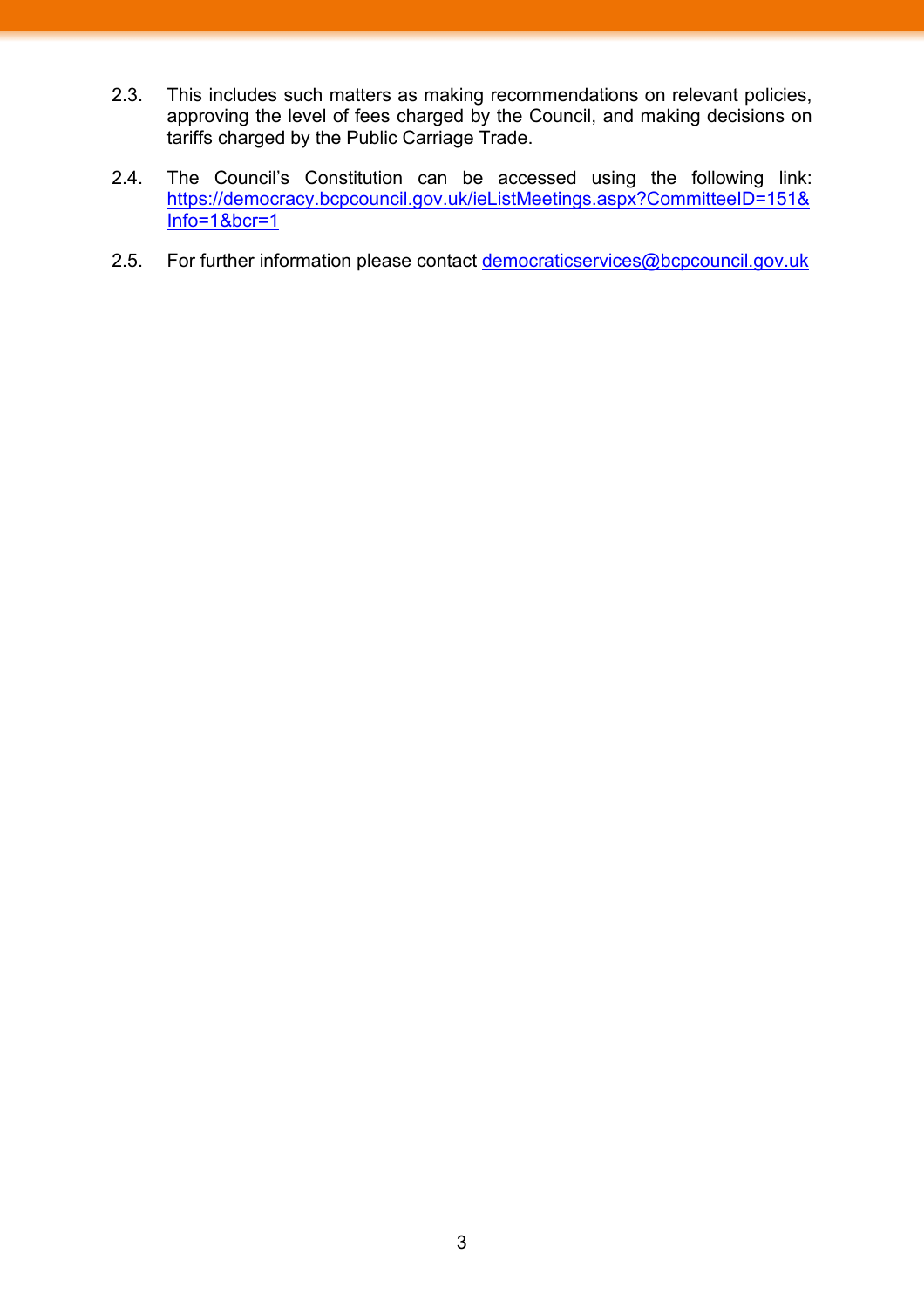2.3. This includes such matters as making recommendations on relevant policies, approving the level of fees charged by the Council, and making decisions on tariffs charged by the Public Carriage Trade.

2.4. The Council's Constitution can be accessed using the following link: [https://democracy.bcpcouncil.gov.uk/ieListMeetings.aspx?CommitteeID=151&Info=1&bcr=1](https://democracy.bcpcouncil.gov.uk/ieListMeetings.aspx?CommitteeID=151&Info=1&bcr=1)

2.5. For further information please contact [democraticservices@bcpcouncil.gov.uk](mailto:democraticservices@bcpcouncil.gov.uk)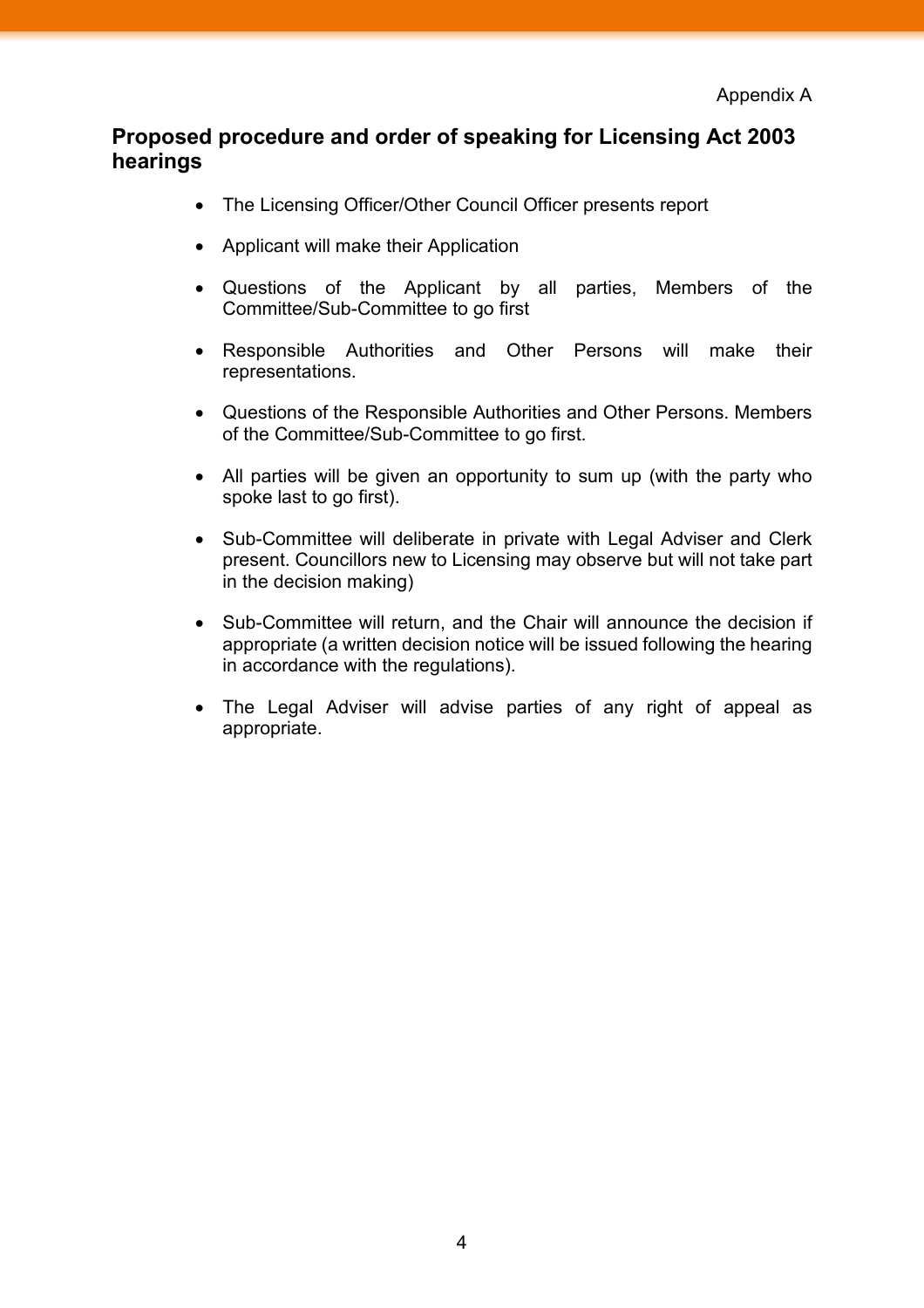Appendix A

## Proposed procedure and order of speaking for Licensing Act 2003 hearings

- The Licensing Officer/Other Council Officer presents report
- Applicant will make their Application
- Questions of the Applicant by all parties, Members of the Committee/Sub-Committee to go first
- Responsible Authorities and Other Persons will make their representations.
- Questions of the Responsible Authorities and Other Persons. Members of the Committee/Sub-Committee to go first.
- All parties will be given an opportunity to sum up (with the party who spoke last to go first).
- Sub-Committee will deliberate in private with Legal Adviser and Clerk present. Councillors new to Licensing may observe but will not take part in the decision making)
- Sub-Committee will return, and the Chair will announce the decision if appropriate (a written decision notice will be issued following the hearing in accordance with the regulations).
- The Legal Adviser will advise parties of any right of appeal as appropriate.